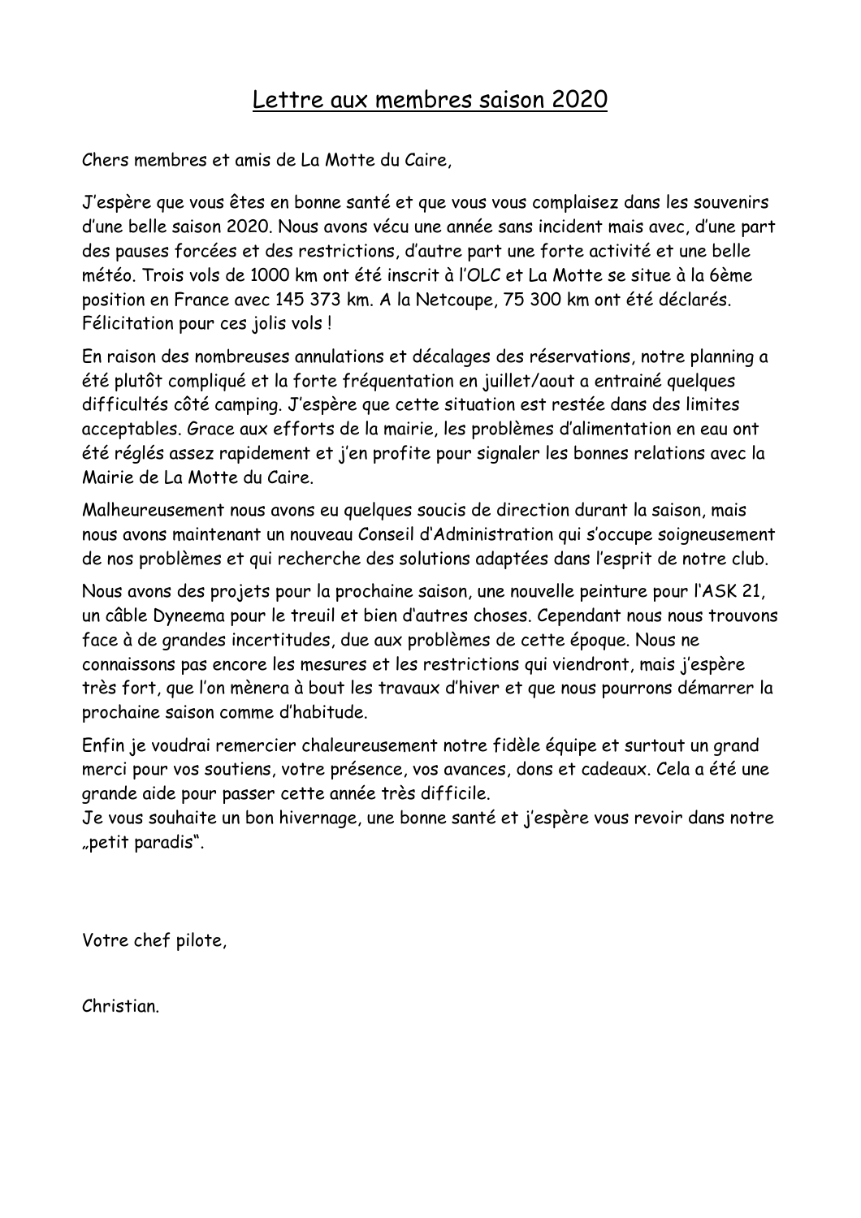# Lettre aux membres saison 2020

Chers membres et amis de La Motte du Caire,

J'espère que vous êtes en bonne santé et que vous vous complaisez dans les souvenirs d'une belle saison 2020. Nous avons vécu une année sans incident mais avec, d'une part des pauses forcées et des restrictions, d'autre part une forte activité et une belle météo. Trois vols de 1000 km ont été inscrit à l'OLC et La Motte se situe à la 6ème position en France avec 145 373 km. A la Netcoupe, 75 300 km ont été déclarés. Félicitation pour ces jolis vols !

En raison des nombreuses annulations et décalages des réservations, notre planning a été plutôt compliqué et la forte fréquentation en juillet/aout a entrainé quelques difficultés côté camping. J'espère que cette situation est restée dans des limites acceptables. Grace aux efforts de la mairie, les problèmes d'alimentation en eau ont été réglés assez rapidement et j'en profite pour signaler les bonnes relations avec la Mairie de La Motte du Caire.

Malheureusement nous avons eu quelques soucis de direction durant la saison, mais nous avons maintenant un nouveau Conseil d'Administration qui s'occupe soigneusement de nos problèmes et qui recherche des solutions adaptées dans l'esprit de notre club.

Nous avons des projets pour la prochaine saison, une nouvelle peinture pour l'ASK 21, un câble Dyneema pour le treuil et bien d'autres choses. Cependant nous nous trouvons face à de grandes incertitudes, due aux problèmes de cette époque. Nous ne connaissons pas encore les mesures et les restrictions qui viendront, mais j'espère très fort, que l'on mènera à bout les travaux d'hiver et que nous pourrons démarrer la prochaine saison comme d'habitude.

Enfin je voudrai remercier chaleureusement notre fidèle équipe et surtout un grand merci pour vos soutiens, votre présence, vos avances, dons et cadeaux. Cela a été une grande aide pour passer cette année très difficile.
Je vous souhaite un bon hivernage, une bonne santé et j'espère vous revoir dans notre „petit paradis".

Votre chef pilote,

Christian.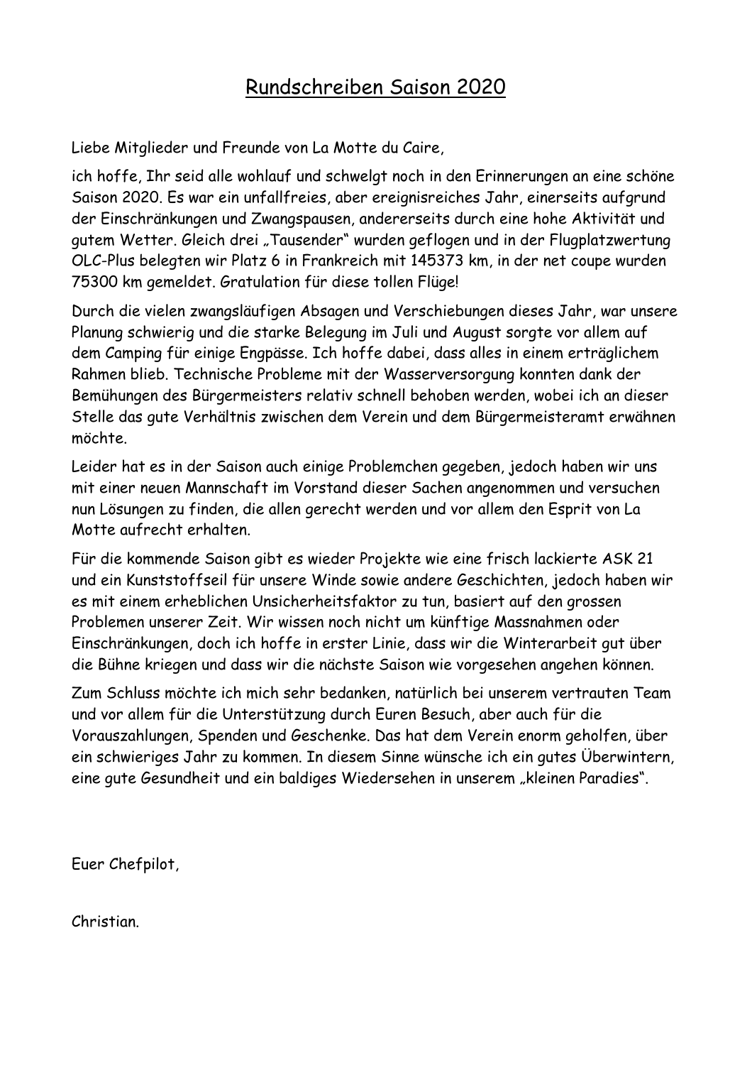# Rundschreiben Saison 2020

Liebe Mitglieder und Freunde von La Motte du Caire,

ich hoffe, Ihr seid alle wohlauf und schwelgt noch in den Erinnerungen an eine schöne Saison 2020. Es war ein unfallfreies, aber ereignisreiches Jahr, einerseits aufgrund der Einschränkungen und Zwangspausen, andererseits durch eine hohe Aktivität und gutem Wetter. Gleich drei „Tausender" wurden geflogen und in der Flugplatzwertung OLC-Plus belegten wir Platz 6 in Frankreich mit 145373 km, in der net coupe wurden 75300 km gemeldet. Gratulation für diese tollen Flüge!

Durch die vielen zwangsläufigen Absagen und Verschiebungen dieses Jahr, war unsere Planung schwierig und die starke Belegung im Juli und August sorgte vor allem auf dem Camping für einige Engpässe. Ich hoffe dabei, dass alles in einem erträglichem Rahmen blieb. Technische Probleme mit der Wasserversorgung konnten dank der Bemühungen des Bürgermeisters relativ schnell behoben werden, wobei ich an dieser Stelle das gute Verhältnis zwischen dem Verein und dem Bürgermeisteramt erwähnen möchte.

Leider hat es in der Saison auch einige Problemchen gegeben, jedoch haben wir uns mit einer neuen Mannschaft im Vorstand dieser Sachen angenommen und versuchen nun Lösungen zu finden, die allen gerecht werden und vor allem den Esprit von La Motte aufrecht erhalten.

Für die kommende Saison gibt es wieder Projekte wie eine frisch lackierte ASK 21 und ein Kunststoffseil für unsere Winde sowie andere Geschichten, jedoch haben wir es mit einem erheblichen Unsicherheitsfaktor zu tun, basiert auf den grossen Problemen unserer Zeit. Wir wissen noch nicht um künftige Massnahmen oder Einschränkungen, doch ich hoffe in erster Linie, dass wir die Winterarbeit gut über die Bühne kriegen und dass wir die nächste Saison wie vorgesehen angehen können.

Zum Schluss möchte ich mich sehr bedanken, natürlich bei unserem vertrauten Team und vor allem für die Unterstützung durch Euren Besuch, aber auch für die Vorauszahlungen, Spenden und Geschenke. Das hat dem Verein enorm geholfen, über ein schwieriges Jahr zu kommen. In diesem Sinne wünsche ich ein gutes Überwintern, eine gute Gesundheit und ein baldiges Wiedersehen in unserem „kleinen Paradies".

Euer Chefpilot,

Christian.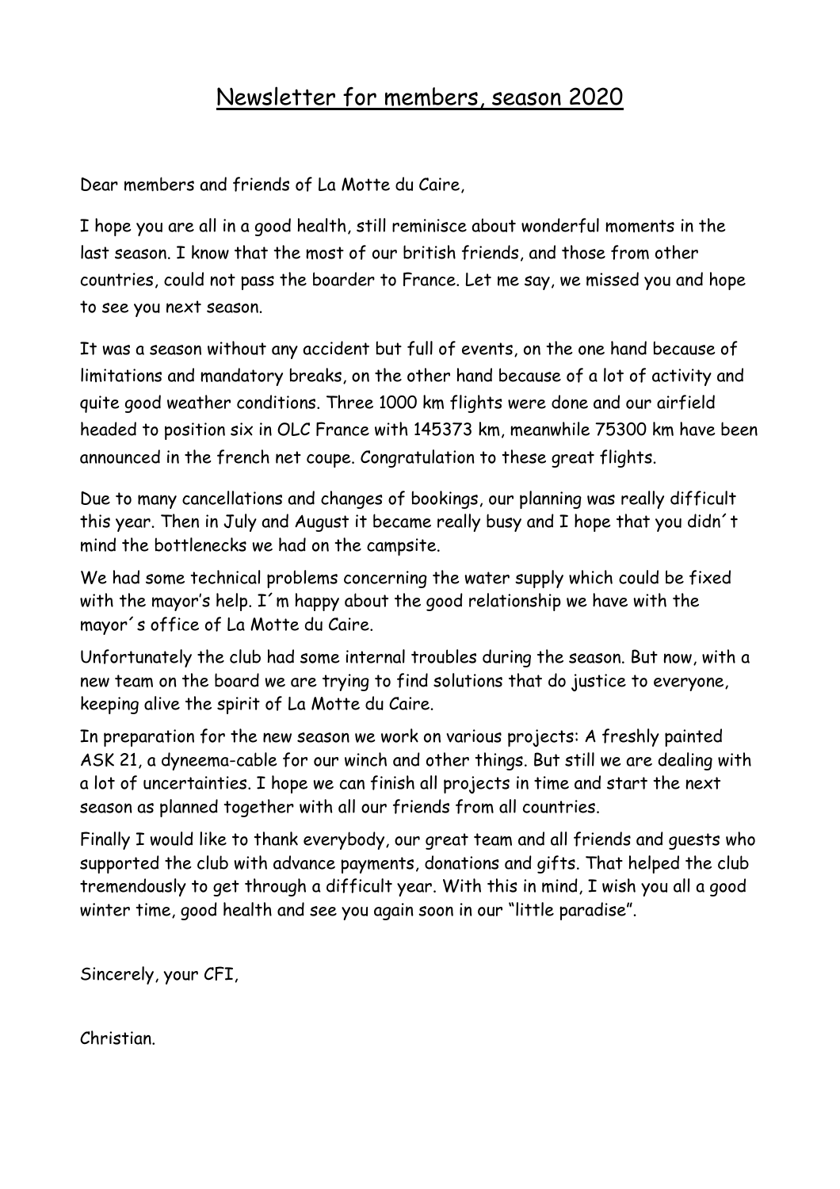# Newsletter for members, season 2020

Dear members and friends of La Motte du Caire,

I hope you are all in a good health, still reminisce about wonderful moments in the last season. I know that the most of our british friends, and those from other countries, could not pass the boarder to France. Let me say, we missed you and hope to see you next season.

It was a season without any accident but full of events, on the one hand because of limitations and mandatory breaks, on the other hand because of a lot of activity and quite good weather conditions. Three 1000 km flights were done and our airfield headed to position six in OLC France with 145373 km, meanwhile 75300 km have been announced in the french net coupe. Congratulation to these great flights.

Due to many cancellations and changes of bookings, our planning was really difficult this year. Then in July and August it became really busy and I hope that you didn´t mind the bottlenecks we had on the campsite.

We had some technical problems concerning the water supply which could be fixed with the mayor's help. I´m happy about the good relationship we have with the mayor´s office of La Motte du Caire.

Unfortunately the club had some internal troubles during the season. But now, with a new team on the board we are trying to find solutions that do justice to everyone, keeping alive the spirit of La Motte du Caire.

In preparation for the new season we work on various projects: A freshly painted ASK 21, a dyneema-cable for our winch and other things. But still we are dealing with a lot of uncertainties. I hope we can finish all projects in time and start the next season as planned together with all our friends from all countries.

Finally I would like to thank everybody, our great team and all friends and guests who supported the club with advance payments, donations and gifts. That helped the club tremendously to get through a difficult year. With this in mind, I wish you all a good winter time, good health and see you again soon in our "little paradise".

Sincerely, your CFI,

Christian.